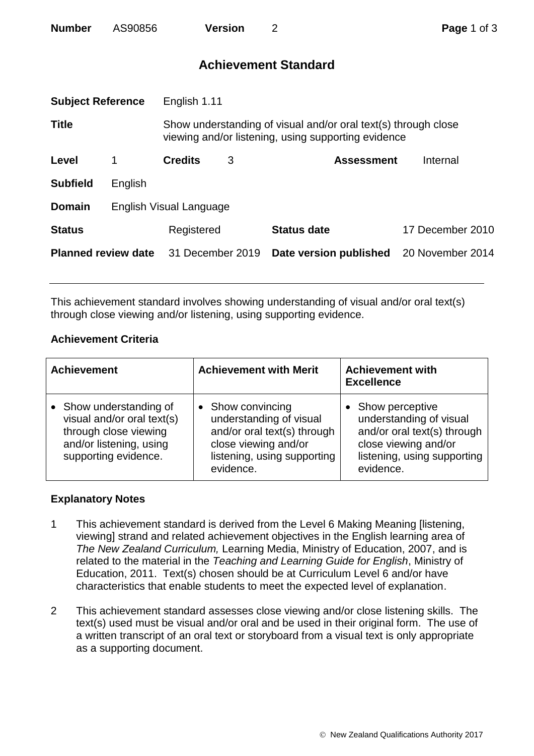# Achievement Standard

| | | | | | |
|---|---|---|---|---|---|
| **Subject Reference** | English 1.11 | | | | |
| **Title** | Show understanding of visual and/or oral text(s) through close viewing and/or listening, using supporting evidence | | | | |
| **Level** | 1 | **Credits** | 3 | **Assessment** | Internal |
| **Subfield** | English | | | | |
| **Domain** | English Visual Language | | | | |
| **Status** | Registered | **Status date** | 17 December 2010 | | |
| **Planned review date** | 31 December 2019 | **Date version published** | 20 November 2014 | | |

This achievement standard involves showing understanding of visual and/or oral text(s) through close viewing and/or listening, using supporting evidence.

**Achievement Criteria**

| Achievement | Achievement with Merit | Achievement with Excellence |
|---|---|---|
| • Show understanding of visual and/or oral text(s) through close viewing and/or listening, using supporting evidence. | • Show convincing understanding of visual and/or oral text(s) through close viewing and/or listening, using supporting evidence. | • Show perceptive understanding of visual and/or oral text(s) through close viewing and/or listening, using supporting evidence. |

**Explanatory Notes**

1. This achievement standard is derived from the Level 6 Making Meaning [listening, viewing] strand and related achievement objectives in the English learning area of *The New Zealand Curriculum,* Learning Media, Ministry of Education, 2007, and is related to the material in the *Teaching and Learning Guide for English*, Ministry of Education, 2011. Text(s) chosen should be at Curriculum Level 6 and/or have characteristics that enable students to meet the expected level of explanation.

2. This achievement standard assesses close viewing and/or close listening skills. The text(s) used must be visual and/or oral and be used in their original form. The use of a written transcript of an oral text or storyboard from a visual text is only appropriate as a supporting document.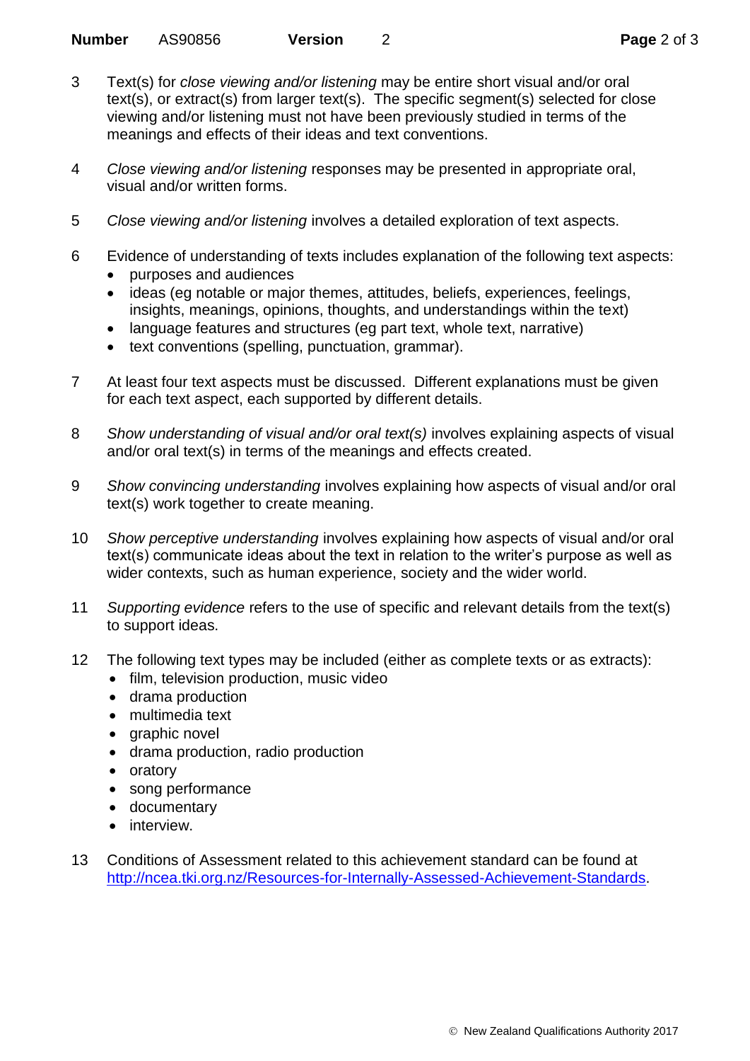3 Text(s) for *close viewing and/or listening* may be entire short visual and/or oral text(s), or extract(s) from larger text(s). The specific segment(s) selected for close viewing and/or listening must not have been previously studied in terms of the meanings and effects of their ideas and text conventions.

4 *Close viewing and/or listening* responses may be presented in appropriate oral, visual and/or written forms.

5 *Close viewing and/or listening* involves a detailed exploration of text aspects.

6 Evidence of understanding of texts includes explanation of the following text aspects:
- purposes and audiences
- ideas (eg notable or major themes, attitudes, beliefs, experiences, feelings, insights, meanings, opinions, thoughts, and understandings within the text)
- language features and structures (eg part text, whole text, narrative)
- text conventions (spelling, punctuation, grammar).

7 At least four text aspects must be discussed. Different explanations must be given for each text aspect, each supported by different details.

8 *Show understanding of visual and/or oral text(s)* involves explaining aspects of visual and/or oral text(s) in terms of the meanings and effects created.

9 *Show convincing understanding* involves explaining how aspects of visual and/or oral text(s) work together to create meaning.

10 *Show perceptive understanding* involves explaining how aspects of visual and/or oral text(s) communicate ideas about the text in relation to the writer's purpose as well as wider contexts, such as human experience, society and the wider world.

11 *Supporting evidence* refers to the use of specific and relevant details from the text(s) to support ideas.

12 The following text types may be included (either as complete texts or as extracts):
- film, television production, music video
- drama production
- multimedia text
- graphic novel
- drama production, radio production
- oratory
- song performance
- documentary
- interview.

13 Conditions of Assessment related to this achievement standard can be found at [http://ncea.tki.org.nz/Resources-for-Internally-Assessed-Achievement-Standards](http://ncea.tki.org.nz/Resources-for-Internally-Assessed-Achievement-Standards).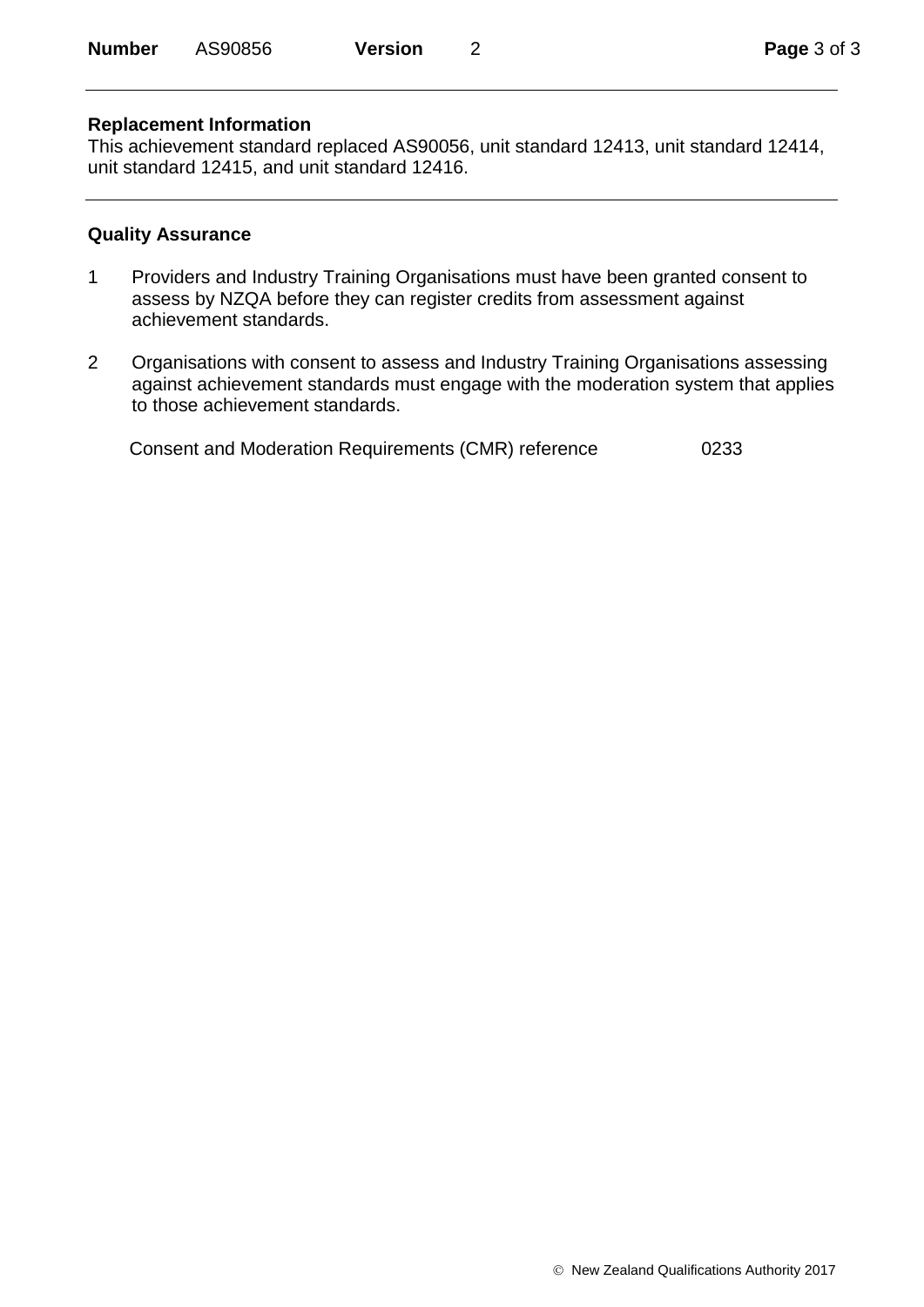**Replacement Information**

This achievement standard replaced AS90056, unit standard 12413, unit standard 12414, unit standard 12415, and unit standard 12416.

**Quality Assurance**

1 Providers and Industry Training Organisations must have been granted consent to assess by NZQA before they can register credits from assessment against achievement standards.

2 Organisations with consent to assess and Industry Training Organisations assessing against achievement standards must engage with the moderation system that applies to those achievement standards.

Consent and Moderation Requirements (CMR) reference 0233